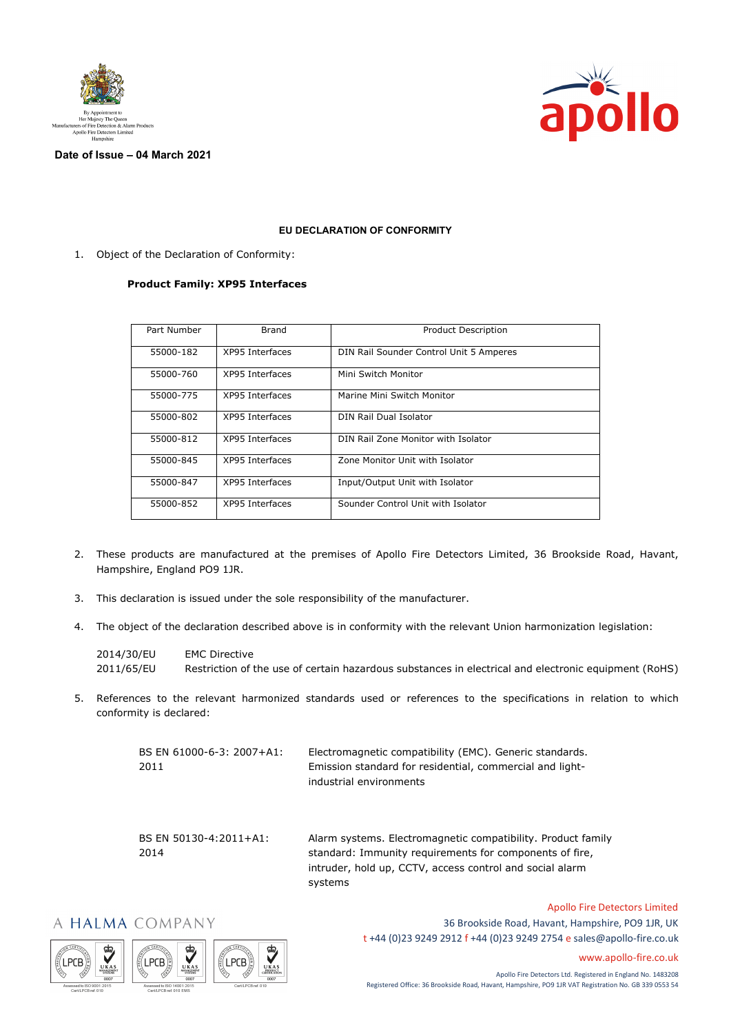By Appointment to Her Majesty The Queen Manufacturers of Fire Detection & Alarm Products Apollo Fire Detectors Limited Hampshire

**Date of Issue – 04 March 2021**

## EU DECLARATION OF CONFORMITY

1. Object of the Declaration of Conformity:

**Product Family: XP95 Interfaces**

| Part Number | Brand | Product Description |
|---|---|---|
| 55000-182 | XP95 Interfaces | DIN Rail Sounder Control Unit 5 Amperes |
| 55000-760 | XP95 Interfaces | Mini Switch Monitor |
| 55000-775 | XP95 Interfaces | Marine Mini Switch Monitor |
| 55000-802 | XP95 Interfaces | DIN Rail Dual Isolator |
| 55000-812 | XP95 Interfaces | DIN Rail Zone Monitor with Isolator |
| 55000-845 | XP95 Interfaces | Zone Monitor Unit with Isolator |
| 55000-847 | XP95 Interfaces | Input/Output Unit with Isolator |
| 55000-852 | XP95 Interfaces | Sounder Control Unit with Isolator |

2. These products are manufactured at the premises of Apollo Fire Detectors Limited, 36 Brookside Road, Havant, Hampshire, England PO9 1JR.

3. This declaration is issued under the sole responsibility of the manufacturer.

4. The object of the declaration described above is in conformity with the relevant Union harmonization legislation:

   2014/30/EU  EMC Directive
   2011/65/EU  Restriction of the use of certain hazardous substances in electrical and electronic equipment (RoHS)

5. References to the relevant harmonized standards used or references to the specifications in relation to which conformity is declared:

| | |
|---|---|
| BS EN 61000-6-3: 2007+A1: 2011 | Electromagnetic compatibility (EMC). Generic standards. Emission standard for residential, commercial and light-industrial environments |
| BS EN 50130-4:2011+A1: 2014 | Alarm systems. Electromagnetic compatibility. Product family standard: Immunity requirements for components of fire, intruder, hold up, CCTV, access control and social alarm systems |

A HALMA COMPANY

Apollo Fire Detectors Limited
36 Brookside Road, Havant, Hampshire, PO9 1JR, UK
t +44 (0)23 9249 2912 f +44 (0)23 9249 2754 e sales@apollo-fire.co.uk
www.apollo-fire.co.uk

Apollo Fire Detectors Ltd. Registered in England No. 1483208
Registered Office: 36 Brookside Road, Havant, Hampshire, PO9 1JR VAT Registration No. GB 339 0553 54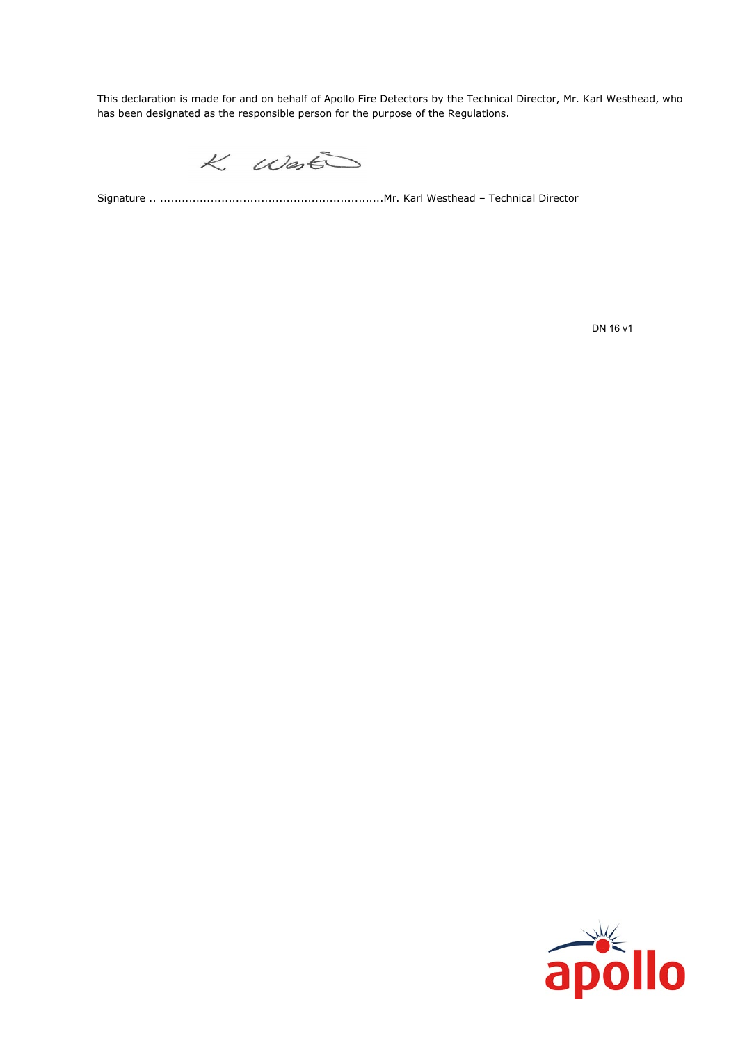This declaration is made for and on behalf of Apollo Fire Detectors by the Technical Director, Mr. Karl Westhead, who has been designated as the responsible person for the purpose of the Regulations.

Signature .. ..............................................................Mr. Karl Westhead – Technical Director

DN 16 v1